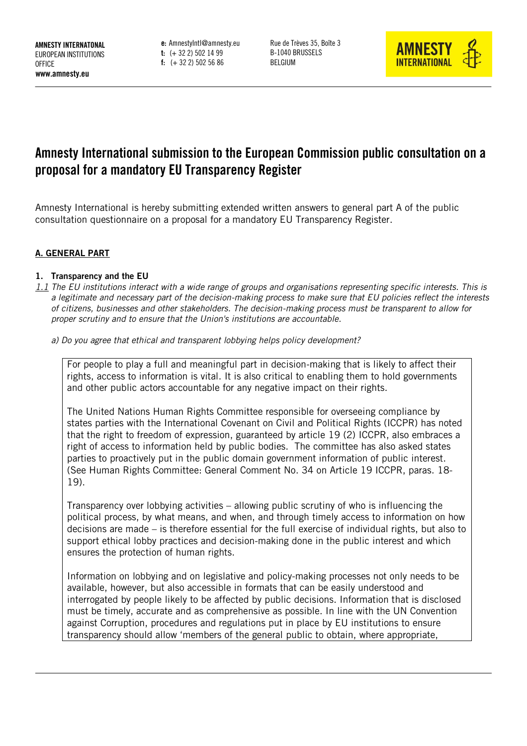**AMNESTY INTERNATONAL**
EUROPEAN INSTITUTIONS OFFICE
**www.amnesty.eu**

**e:** AmnestyIntl@amnesty.eu
**t:** (+ 32 2) 502 14 99
**f:** (+ 32 2) 502 56 86

Rue de Trèves 35, Boîte 3
B-1040 BRUSSELS
BELGIUM

# Amnesty International submission to the European Commission public consultation on a proposal for a mandatory EU Transparency Register

Amnesty International is hereby submitting extended written answers to general part A of the public consultation questionnaire on a proposal for a mandatory EU Transparency Register.

## A. GENERAL PART

### 1. Transparency and the EU

*1.1 The EU institutions interact with a wide range of groups and organisations representing specific interests. This is a legitimate and necessary part of the decision-making process to make sure that EU policies reflect the interests of citizens, businesses and other stakeholders. The decision-making process must be transparent to allow for proper scrutiny and to ensure that the Union's institutions are accountable.*

*a) Do you agree that ethical and transparent lobbying helps policy development?*

For people to play a full and meaningful part in decision-making that is likely to affect their rights, access to information is vital. It is also critical to enabling them to hold governments and other public actors accountable for any negative impact on their rights.

The United Nations Human Rights Committee responsible for overseeing compliance by states parties with the International Covenant on Civil and Political Rights (ICCPR) has noted that the right to freedom of expression, guaranteed by article 19 (2) ICCPR, also embraces a right of access to information held by public bodies. The committee has also asked states parties to proactively put in the public domain government information of public interest. (See Human Rights Committee: General Comment No. 34 on Article 19 ICCPR, paras. 18-19).

Transparency over lobbying activities – allowing public scrutiny of who is influencing the political process, by what means, and when, and through timely access to information on how decisions are made – is therefore essential for the full exercise of individual rights, but also to support ethical lobby practices and decision-making done in the public interest and which ensures the protection of human rights.

Information on lobbying and on legislative and policy-making processes not only needs to be available, however, but also accessible in formats that can be easily understood and interrogated by people likely to be affected by public decisions. Information that is disclosed must be timely, accurate and as comprehensive as possible. In line with the UN Convention against Corruption, procedures and regulations put in place by EU institutions to ensure transparency should allow 'members of the general public to obtain, where appropriate,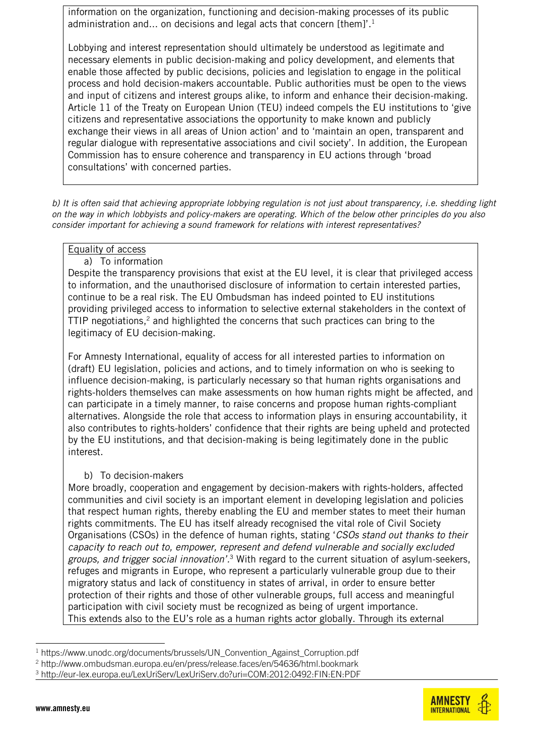information on the organization, functioning and decision-making processes of its public administration and... on decisions and legal acts that concern [them]'.[1]

Lobbying and interest representation should ultimately be understood as legitimate and necessary elements in public decision-making and policy development, and elements that enable those affected by public decisions, policies and legislation to engage in the political process and hold decision-makers accountable. Public authorities must be open to the views and input of citizens and interest groups alike, to inform and enhance their decision-making. Article 11 of the Treaty on European Union (TEU) indeed compels the EU institutions to 'give citizens and representative associations the opportunity to make known and publicly exchange their views in all areas of Union action' and to 'maintain an open, transparent and regular dialogue with representative associations and civil society'. In addition, the European Commission has to ensure coherence and transparency in EU actions through 'broad consultations' with concerned parties.

*b) It is often said that achieving appropriate lobbying regulation is not just about transparency, i.e. shedding light on the way in which lobbyists and policy-makers are operating. Which of the below other principles do you also consider important for achieving a sound framework for relations with interest representatives?*

<u>Equality of access</u>

a) To information

Despite the transparency provisions that exist at the EU level, it is clear that privileged access to information, and the unauthorised disclosure of information to certain interested parties, continue to be a real risk. The EU Ombudsman has indeed pointed to EU institutions providing privileged access to information to selective external stakeholders in the context of TTIP negotiations,[2] and highlighted the concerns that such practices can bring to the legitimacy of EU decision-making.

For Amnesty International, equality of access for all interested parties to information on (draft) EU legislation, policies and actions, and to timely information on who is seeking to influence decision-making, is particularly necessary so that human rights organisations and rights-holders themselves can make assessments on how human rights might be affected, and can participate in a timely manner, to raise concerns and propose human rights-compliant alternatives. Alongside the role that access to information plays in ensuring accountability, it also contributes to rights-holders' confidence that their rights are being upheld and protected by the EU institutions, and that decision-making is being legitimately done in the public interest.

b) To decision-makers

More broadly, cooperation and engagement by decision-makers with rights-holders, affected communities and civil society is an important element in developing legislation and policies that respect human rights, thereby enabling the EU and member states to meet their human rights commitments. The EU has itself already recognised the vital role of Civil Society Organisations (CSOs) in the defence of human rights, stating '*CSOs stand out thanks to their capacity to reach out to, empower, represent and defend vulnerable and socially excluded groups, and trigger social innovation'*.[3] With regard to the current situation of asylum-seekers, refuges and migrants in Europe, who represent a particularly vulnerable group due to their migratory status and lack of constituency in states of arrival, in order to ensure better protection of their rights and those of other vulnerable groups, full access and meaningful participation with civil society must be recognized as being of urgent importance.
This extends also to the EU's role as a human rights actor globally. Through its external

---

[1] https://www.unodc.org/documents/brussels/UN_Convention_Against_Corruption.pdf
[2] http://www.ombudsman.europa.eu/en/press/release.faces/en/54636/html.bookmark
[3] http://eur-lex.europa.eu/LexUriServ/LexUriServ.do?uri=COM:2012:0492:FIN:EN:PDF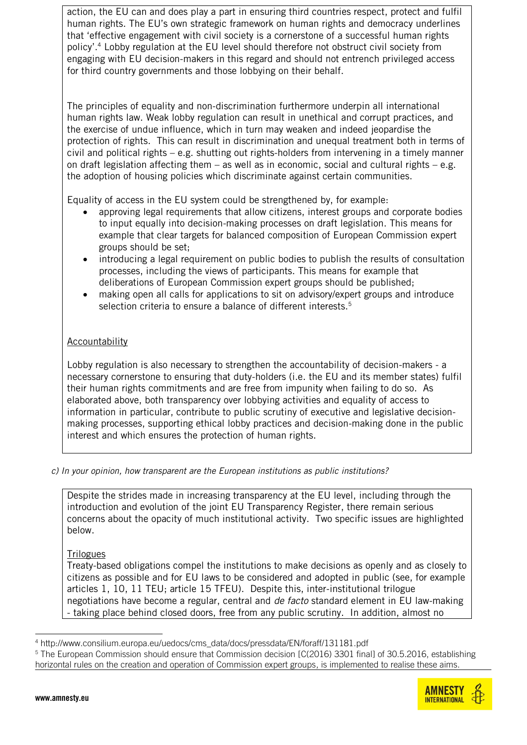action, the EU can and does play a part in ensuring third countries respect, protect and fulfil human rights. The EU's own strategic framework on human rights and democracy underlines that 'effective engagement with civil society is a cornerstone of a successful human rights policy'.[4] Lobby regulation at the EU level should therefore not obstruct civil society from engaging with EU decision-makers in this regard and should not entrench privileged access for third country governments and those lobbying on their behalf.

The principles of equality and non-discrimination furthermore underpin all international human rights law. Weak lobby regulation can result in unethical and corrupt practices, and the exercise of undue influence, which in turn may weaken and indeed jeopardise the protection of rights. This can result in discrimination and unequal treatment both in terms of civil and political rights – e.g. shutting out rights-holders from intervening in a timely manner on draft legislation affecting them – as well as in economic, social and cultural rights – e.g. the adoption of housing policies which discriminate against certain communities.

Equality of access in the EU system could be strengthened by, for example:

- approving legal requirements that allow citizens, interest groups and corporate bodies to input equally into decision-making processes on draft legislation. This means for example that clear targets for balanced composition of European Commission expert groups should be set;
- introducing a legal requirement on public bodies to publish the results of consultation processes, including the views of participants. This means for example that deliberations of European Commission expert groups should be published;
- making open all calls for applications to sit on advisory/expert groups and introduce selection criteria to ensure a balance of different interests.[5]

<u>Accountability</u>

Lobby regulation is also necessary to strengthen the accountability of decision-makers - a necessary cornerstone to ensuring that duty-holders (i.e. the EU and its member states) fulfil their human rights commitments and are free from impunity when failing to do so. As elaborated above, both transparency over lobbying activities and equality of access to information in particular, contribute to public scrutiny of executive and legislative decision-making processes, supporting ethical lobby practices and decision-making done in the public interest and which ensures the protection of human rights.

*c) In your opinion, how transparent are the European institutions as public institutions?*

Despite the strides made in increasing transparency at the EU level, including through the introduction and evolution of the joint EU Transparency Register, there remain serious concerns about the opacity of much institutional activity. Two specific issues are highlighted below.

<u>Trilogues</u>

Treaty-based obligations compel the institutions to make decisions as openly and as closely to citizens as possible and for EU laws to be considered and adopted in public (see, for example articles 1, 10, 11 TEU; article 15 TFEU). Despite this, inter-institutional trilogue negotiations have become a regular, central and *de facto* standard element in EU law-making - taking place behind closed doors, free from any public scrutiny. In addition, almost no

---

[4] http://www.consilium.europa.eu/uedocs/cms_data/docs/pressdata/EN/foraff/131181.pdf

[5] The European Commission should ensure that Commission decision [C(2016) 3301 final] of 30.5.2016, establishing horizontal rules on the creation and operation of Commission expert groups, is implemented to realise these aims.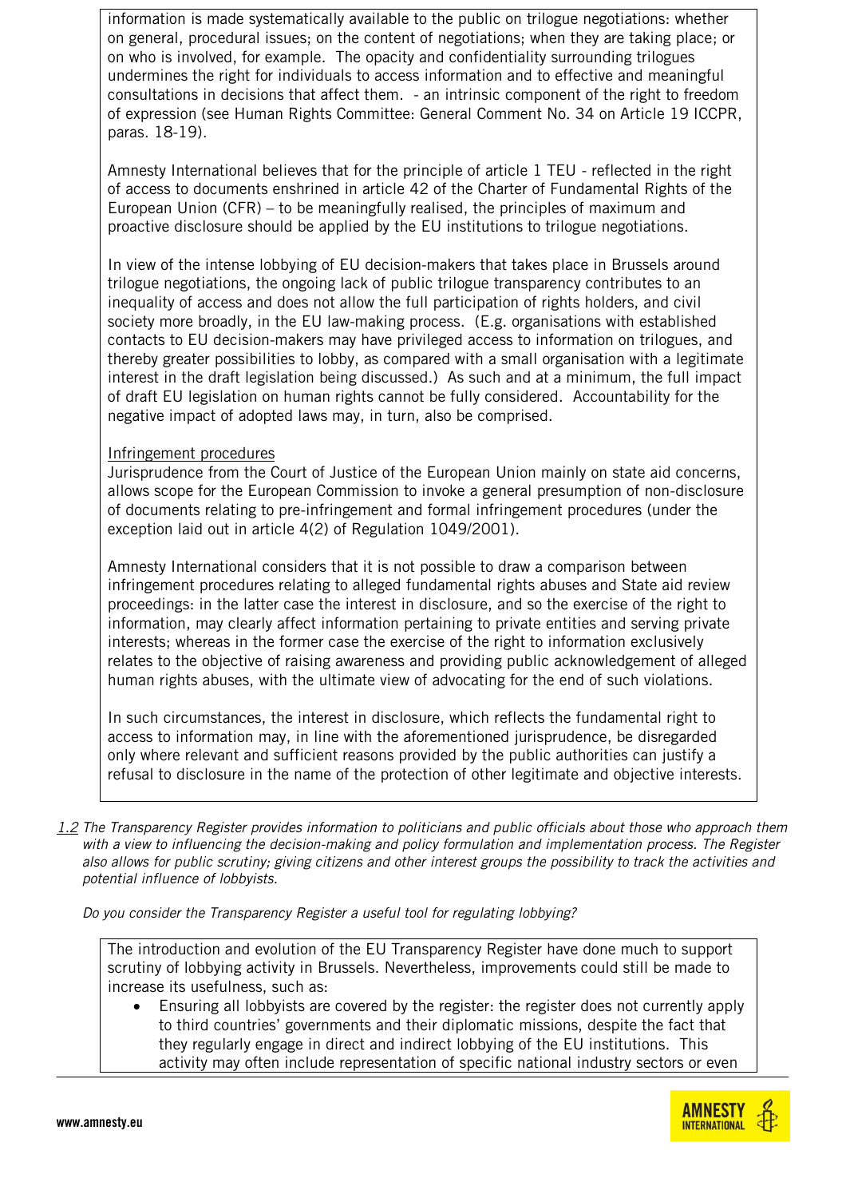information is made systematically available to the public on trilogue negotiations: whether on general, procedural issues; on the content of negotiations; when they are taking place; or on who is involved, for example. The opacity and confidentiality surrounding trilogues undermines the right for individuals to access information and to effective and meaningful consultations in decisions that affect them. - an intrinsic component of the right to freedom of expression (see Human Rights Committee: General Comment No. 34 on Article 19 ICCPR, paras. 18-19).

Amnesty International believes that for the principle of article 1 TEU - reflected in the right of access to documents enshrined in article 42 of the Charter of Fundamental Rights of the European Union (CFR) – to be meaningfully realised, the principles of maximum and proactive disclosure should be applied by the EU institutions to trilogue negotiations.

In view of the intense lobbying of EU decision-makers that takes place in Brussels around trilogue negotiations, the ongoing lack of public trilogue transparency contributes to an inequality of access and does not allow the full participation of rights holders, and civil society more broadly, in the EU law-making process. (E.g. organisations with established contacts to EU decision-makers may have privileged access to information on trilogues, and thereby greater possibilities to lobby, as compared with a small organisation with a legitimate interest in the draft legislation being discussed.) As such and at a minimum, the full impact of draft EU legislation on human rights cannot be fully considered. Accountability for the negative impact of adopted laws may, in turn, also be comprised.

Infringement procedures

Jurisprudence from the Court of Justice of the European Union mainly on state aid concerns, allows scope for the European Commission to invoke a general presumption of non-disclosure of documents relating to pre-infringement and formal infringement procedures (under the exception laid out in article 4(2) of Regulation 1049/2001).

Amnesty International considers that it is not possible to draw a comparison between infringement procedures relating to alleged fundamental rights abuses and State aid review proceedings: in the latter case the interest in disclosure, and so the exercise of the right to information, may clearly affect information pertaining to private entities and serving private interests; whereas in the former case the exercise of the right to information exclusively relates to the objective of raising awareness and providing public acknowledgement of alleged human rights abuses, with the ultimate view of advocating for the end of such violations.

In such circumstances, the interest in disclosure, which reflects the fundamental right to access to information may, in line with the aforementioned jurisprudence, be disregarded only where relevant and sufficient reasons provided by the public authorities can justify a refusal to disclosure in the name of the protection of other legitimate and objective interests.

*1.2 The Transparency Register provides information to politicians and public officials about those who approach them with a view to influencing the decision-making and policy formulation and implementation process. The Register also allows for public scrutiny; giving citizens and other interest groups the possibility to track the activities and potential influence of lobbyists.*

*Do you consider the Transparency Register a useful tool for regulating lobbying?*

The introduction and evolution of the EU Transparency Register have done much to support scrutiny of lobbying activity in Brussels. Nevertheless, improvements could still be made to increase its usefulness, such as:

- Ensuring all lobbyists are covered by the register: the register does not currently apply to third countries' governments and their diplomatic missions, despite the fact that they regularly engage in direct and indirect lobbying of the EU institutions. This activity may often include representation of specific national industry sectors or even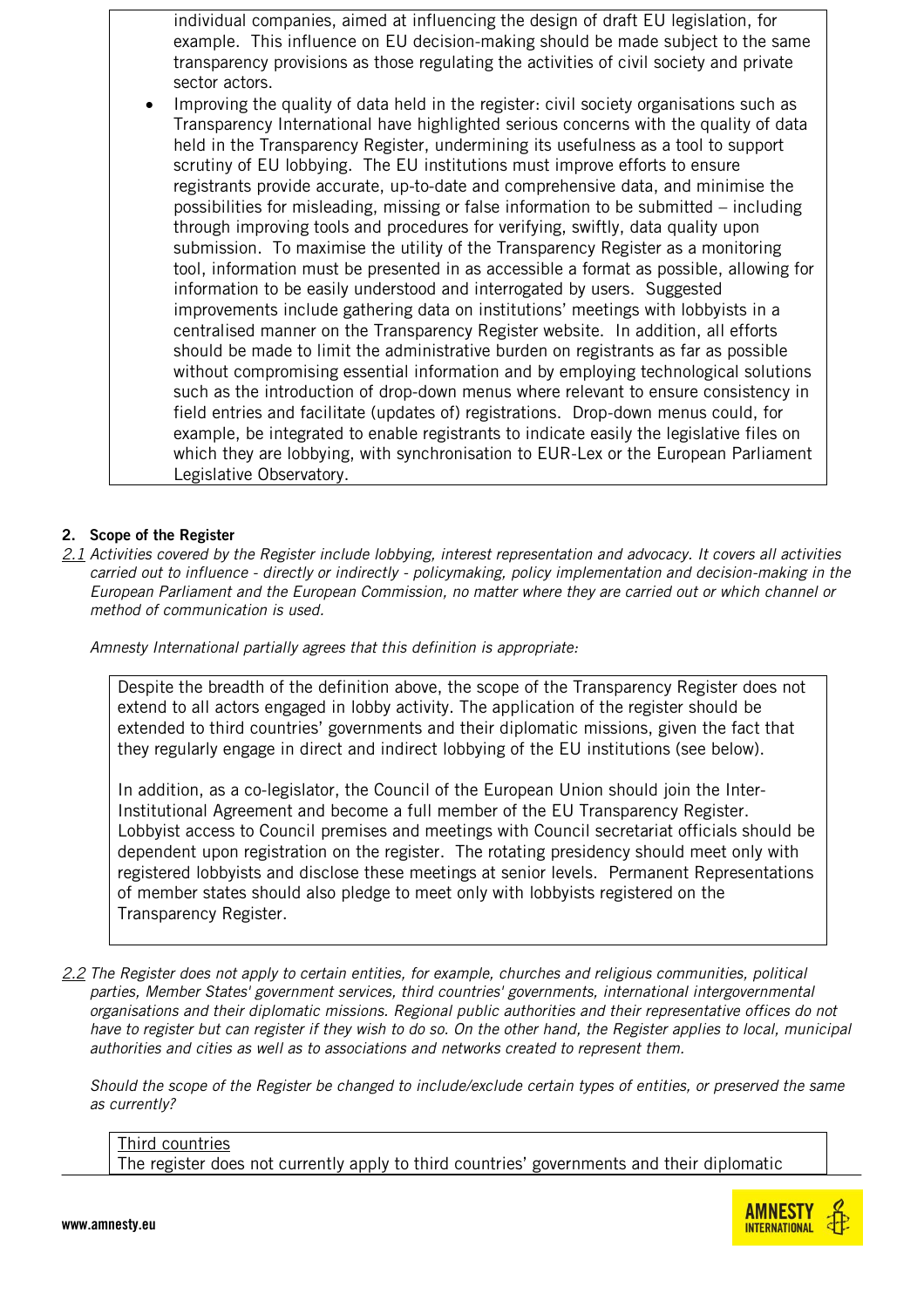individual companies, aimed at influencing the design of draft EU legislation, for example. This influence on EU decision-making should be made subject to the same transparency provisions as those regulating the activities of civil society and private sector actors.

- Improving the quality of data held in the register: civil society organisations such as Transparency International have highlighted serious concerns with the quality of data held in the Transparency Register, undermining its usefulness as a tool to support scrutiny of EU lobbying. The EU institutions must improve efforts to ensure registrants provide accurate, up-to-date and comprehensive data, and minimise the possibilities for misleading, missing or false information to be submitted – including through improving tools and procedures for verifying, swiftly, data quality upon submission. To maximise the utility of the Transparency Register as a monitoring tool, information must be presented in as accessible a format as possible, allowing for information to be easily understood and interrogated by users. Suggested improvements include gathering data on institutions' meetings with lobbyists in a centralised manner on the Transparency Register website. In addition, all efforts should be made to limit the administrative burden on registrants as far as possible without compromising essential information and by employing technological solutions such as the introduction of drop-down menus where relevant to ensure consistency in field entries and facilitate (updates of) registrations. Drop-down menus could, for example, be integrated to enable registrants to indicate easily the legislative files on which they are lobbying, with synchronisation to EUR-Lex or the European Parliament Legislative Observatory.

## 2. Scope of the Register

*2.1 Activities covered by the Register include lobbying, interest representation and advocacy. It covers all activities carried out to influence - directly or indirectly - policymaking, policy implementation and decision-making in the European Parliament and the European Commission, no matter where they are carried out or which channel or method of communication is used.*

*Amnesty International partially agrees that this definition is appropriate:*

Despite the breadth of the definition above, the scope of the Transparency Register does not extend to all actors engaged in lobby activity. The application of the register should be extended to third countries' governments and their diplomatic missions, given the fact that they regularly engage in direct and indirect lobbying of the EU institutions (see below).

In addition, as a co-legislator, the Council of the European Union should join the Inter-Institutional Agreement and become a full member of the EU Transparency Register. Lobbyist access to Council premises and meetings with Council secretariat officials should be dependent upon registration on the register. The rotating presidency should meet only with registered lobbyists and disclose these meetings at senior levels. Permanent Representations of member states should also pledge to meet only with lobbyists registered on the Transparency Register.

*2.2 The Register does not apply to certain entities, for example, churches and religious communities, political parties, Member States' government services, third countries' governments, international intergovernmental organisations and their diplomatic missions. Regional public authorities and their representative offices do not have to register but can register if they wish to do so. On the other hand, the Register applies to local, municipal authorities and cities as well as to associations and networks created to represent them.*

*Should the scope of the Register be changed to include/exclude certain types of entities, or preserved the same as currently?*

Third countries

The register does not currently apply to third countries' governments and their diplomatic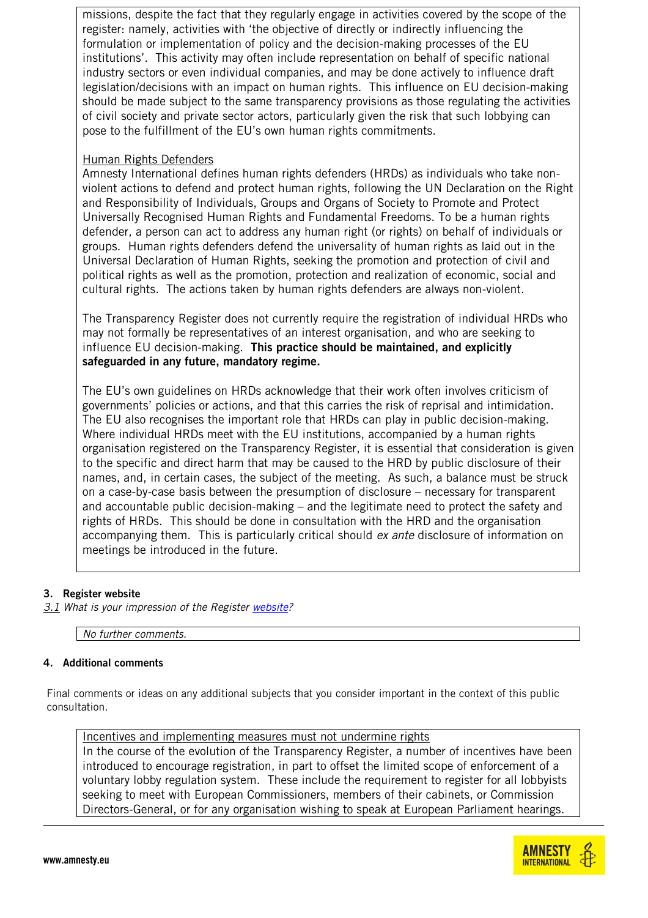missions, despite the fact that they regularly engage in activities covered by the scope of the register: namely, activities with 'the objective of directly or indirectly influencing the formulation or implementation of policy and the decision-making processes of the EU institutions'. This activity may often include representation on behalf of specific national industry sectors or even individual companies, and may be done actively to influence draft legislation/decisions with an impact on human rights. This influence on EU decision-making should be made subject to the same transparency provisions as those regulating the activities of civil society and private sector actors, particularly given the risk that such lobbying can pose to the fulfillment of the EU's own human rights commitments.

Human Rights Defenders

Amnesty International defines human rights defenders (HRDs) as individuals who take non-violent actions to defend and protect human rights, following the UN Declaration on the Right and Responsibility of Individuals, Groups and Organs of Society to Promote and Protect Universally Recognised Human Rights and Fundamental Freedoms. To be a human rights defender, a person can act to address any human right (or rights) on behalf of individuals or groups. Human rights defenders defend the universality of human rights as laid out in the Universal Declaration of Human Rights, seeking the promotion and protection of civil and political rights as well as the promotion, protection and realization of economic, social and cultural rights. The actions taken by human rights defenders are always non-violent.

The Transparency Register does not currently require the registration of individual HRDs who may not formally be representatives of an interest organisation, and who are seeking to influence EU decision-making. **This practice should be maintained, and explicitly safeguarded in any future, mandatory regime.**

The EU's own guidelines on HRDs acknowledge that their work often involves criticism of governments' policies or actions, and that this carries the risk of reprisal and intimidation. The EU also recognises the important role that HRDs can play in public decision-making. Where individual HRDs meet with the EU institutions, accompanied by a human rights organisation registered on the Transparency Register, it is essential that consideration is given to the specific and direct harm that may be caused to the HRD by public disclosure of their names, and, in certain cases, the subject of the meeting. As such, a balance must be struck on a case-by-case basis between the presumption of disclosure – necessary for transparent and accountable public decision-making – and the legitimate need to protect the safety and rights of HRDs. This should be done in consultation with the HRD and the organisation accompanying them. This is particularly critical should *ex ante* disclosure of information on meetings be introduced in the future.

### 3. Register website

*3.1 What is your impression of the Register website?*

*No further comments.*

### 4. Additional comments

Final comments or ideas on any additional subjects that you consider important in the context of this public consultation.

Incentives and implementing measures must not undermine rights

In the course of the evolution of the Transparency Register, a number of incentives have been introduced to encourage registration, in part to offset the limited scope of enforcement of a voluntary lobby regulation system. These include the requirement to register for all lobbyists seeking to meet with European Commissioners, members of their cabinets, or Commission Directors-General, or for any organisation wishing to speak at European Parliament hearings.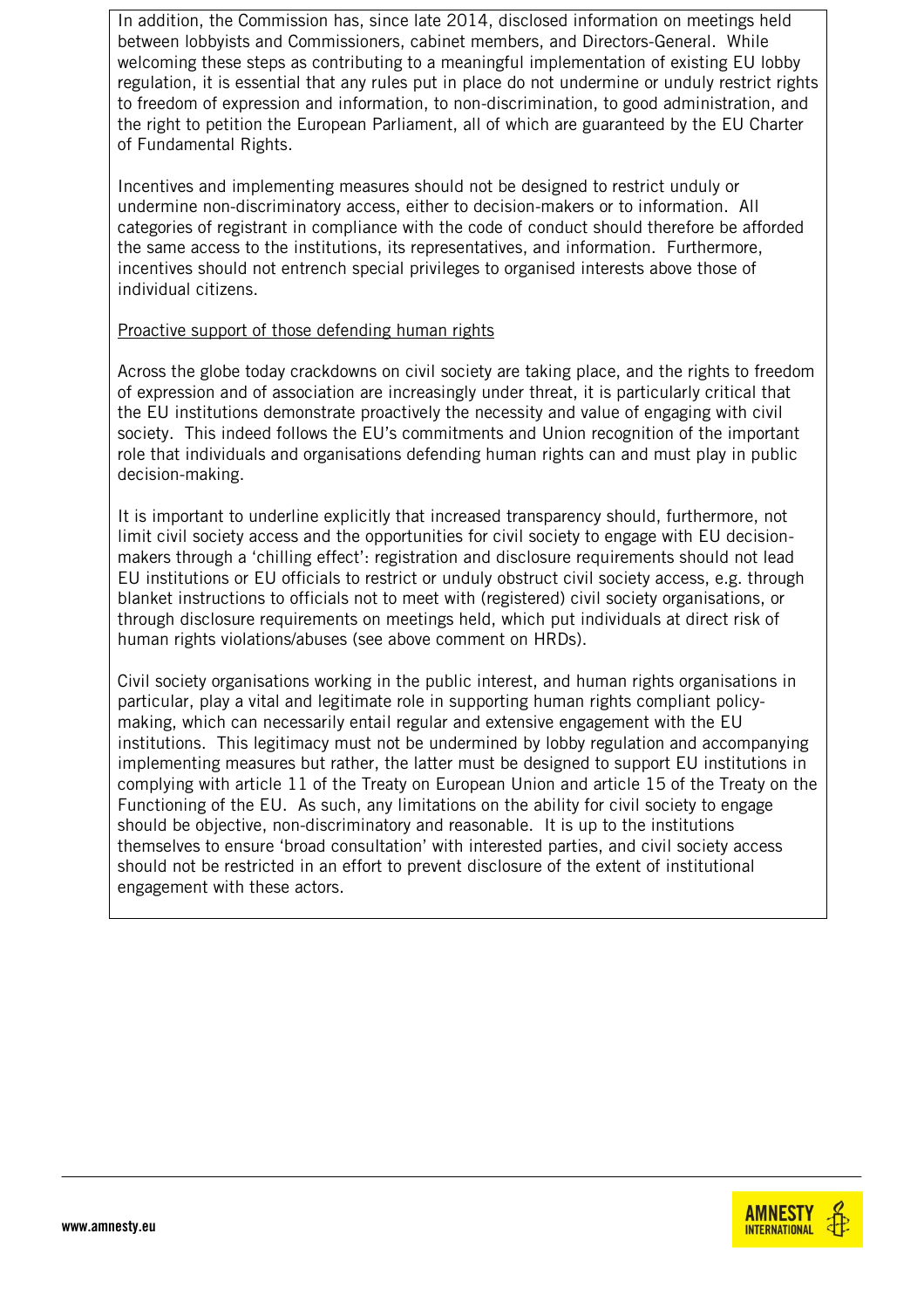In addition, the Commission has, since late 2014, disclosed information on meetings held between lobbyists and Commissioners, cabinet members, and Directors-General. While welcoming these steps as contributing to a meaningful implementation of existing EU lobby regulation, it is essential that any rules put in place do not undermine or unduly restrict rights to freedom of expression and information, to non-discrimination, to good administration, and the right to petition the European Parliament, all of which are guaranteed by the EU Charter of Fundamental Rights.

Incentives and implementing measures should not be designed to restrict unduly or undermine non-discriminatory access, either to decision-makers or to information. All categories of registrant in compliance with the code of conduct should therefore be afforded the same access to the institutions, its representatives, and information. Furthermore, incentives should not entrench special privileges to organised interests above those of individual citizens.

<u>Proactive support of those defending human rights</u>

Across the globe today crackdowns on civil society are taking place, and the rights to freedom of expression and of association are increasingly under threat, it is particularly critical that the EU institutions demonstrate proactively the necessity and value of engaging with civil society. This indeed follows the EU's commitments and Union recognition of the important role that individuals and organisations defending human rights can and must play in public decision-making.

It is important to underline explicitly that increased transparency should, furthermore, not limit civil society access and the opportunities for civil society to engage with EU decision-makers through a 'chilling effect': registration and disclosure requirements should not lead EU institutions or EU officials to restrict or unduly obstruct civil society access, e.g. through blanket instructions to officials not to meet with (registered) civil society organisations, or through disclosure requirements on meetings held, which put individuals at direct risk of human rights violations/abuses (see above comment on HRDs).

Civil society organisations working in the public interest, and human rights organisations in particular, play a vital and legitimate role in supporting human rights compliant policy-making, which can necessarily entail regular and extensive engagement with the EU institutions. This legitimacy must not be undermined by lobby regulation and accompanying implementing measures but rather, the latter must be designed to support EU institutions in complying with article 11 of the Treaty on European Union and article 15 of the Treaty on the Functioning of the EU. As such, any limitations on the ability for civil society to engage should be objective, non-discriminatory and reasonable. It is up to the institutions themselves to ensure 'broad consultation' with interested parties, and civil society access should not be restricted in an effort to prevent disclosure of the extent of institutional engagement with these actors.